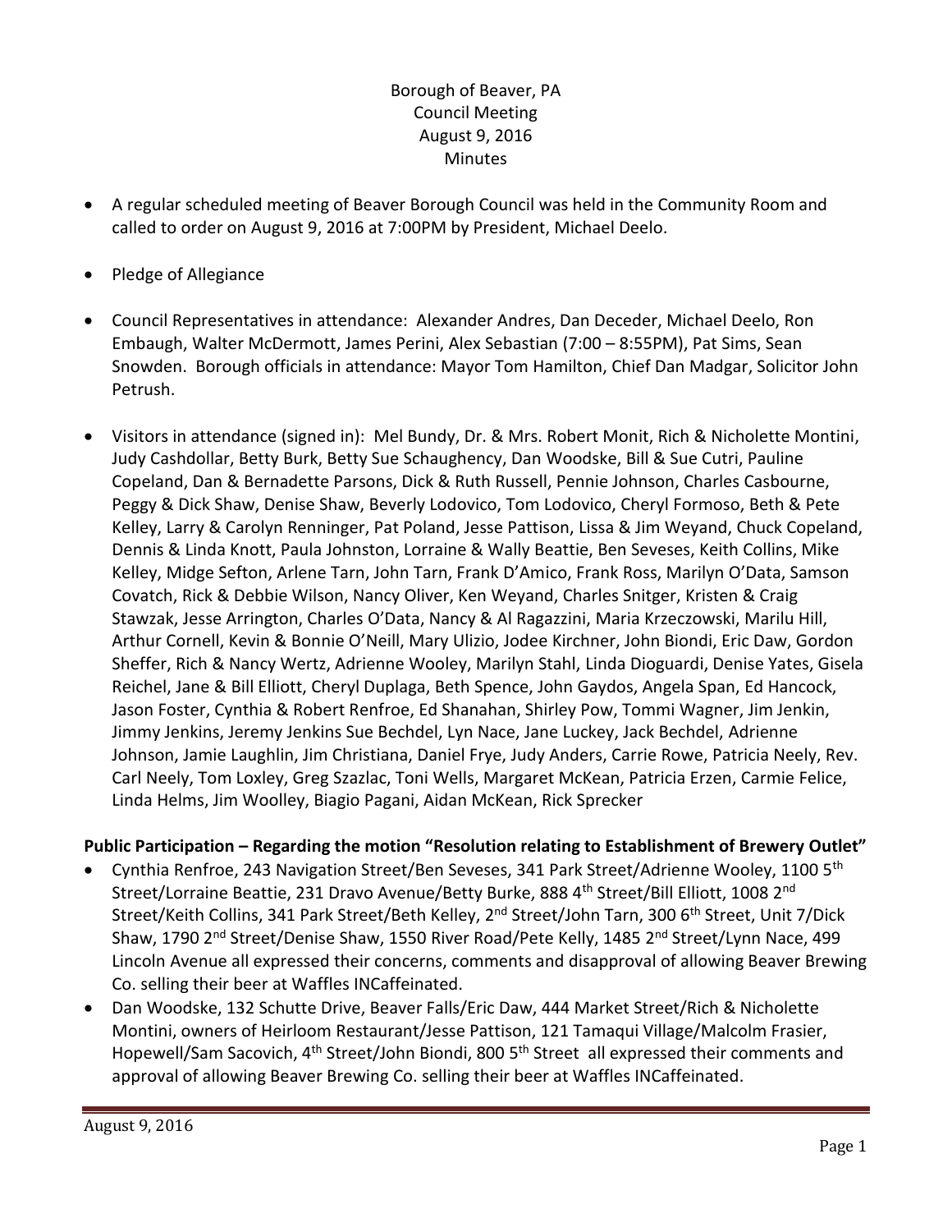Borough of Beaver, PA
Council Meeting
August 9, 2016
Minutes

- A regular scheduled meeting of Beaver Borough Council was held in the Community Room and called to order on August 9, 2016 at 7:00PM by President, Michael Deelo.
- Pledge of Allegiance
- Council Representatives in attendance: Alexander Andres, Dan Deceder, Michael Deelo, Ron Embaugh, Walter McDermott, James Perini, Alex Sebastian (7:00 – 8:55PM), Pat Sims, Sean Snowden. Borough officials in attendance: Mayor Tom Hamilton, Chief Dan Madgar, Solicitor John Petrush.
- Visitors in attendance (signed in): Mel Bundy, Dr. & Mrs. Robert Monit, Rich & Nicholette Montini, Judy Cashdollar, Betty Burk, Betty Sue Schaughency, Dan Woodske, Bill & Sue Cutri, Pauline Copeland, Dan & Bernadette Parsons, Dick & Ruth Russell, Pennie Johnson, Charles Casbourne, Peggy & Dick Shaw, Denise Shaw, Beverly Lodovico, Tom Lodovico, Cheryl Formoso, Beth & Pete Kelley, Larry & Carolyn Renninger, Pat Poland, Jesse Pattison, Lissa & Jim Weyand, Chuck Copeland, Dennis & Linda Knott, Paula Johnston, Lorraine & Wally Beattie, Ben Seveses, Keith Collins, Mike Kelley, Midge Sefton, Arlene Tarn, John Tarn, Frank D'Amico, Frank Ross, Marilyn O'Data, Samson Covatch, Rick & Debbie Wilson, Nancy Oliver, Ken Weyand, Charles Snitger, Kristen & Craig Stawzak, Jesse Arrington, Charles O'Data, Nancy & Al Ragazzini, Maria Krzeczowski, Marilu Hill, Arthur Cornell, Kevin & Bonnie O'Neill, Mary Ulizio, Jodee Kirchner, John Biondi, Eric Daw, Gordon Sheffer, Rich & Nancy Wertz, Adrienne Wooley, Marilyn Stahl, Linda Dioguardi, Denise Yates, Gisela Reichel, Jane & Bill Elliott, Cheryl Duplaga, Beth Spence, John Gaydos, Angela Span, Ed Hancock, Jason Foster, Cynthia & Robert Renfroe, Ed Shanahan, Shirley Pow, Tommi Wagner, Jim Jenkin, Jimmy Jenkins, Jeremy Jenkins Sue Bechdel, Lyn Nace, Jane Luckey, Jack Bechdel, Adrienne Johnson, Jamie Laughlin, Jim Christiana, Daniel Frye, Judy Anders, Carrie Rowe, Patricia Neely, Rev. Carl Neely, Tom Loxley, Greg Szazlac, Toni Wells, Margaret McKean, Patricia Erzen, Carmie Felice, Linda Helms, Jim Woolley, Biagio Pagani, Aidan McKean, Rick Sprecker

**Public Participation – Regarding the motion "Resolution relating to Establishment of Brewery Outlet"**

- Cynthia Renfroe, 243 Navigation Street/Ben Seveses, 341 Park Street/Adrienne Wooley, 1100 5th Street/Lorraine Beattie, 231 Dravo Avenue/Betty Burke, 888 4th Street/Bill Elliott, 1008 2nd Street/Keith Collins, 341 Park Street/Beth Kelley, 2nd Street/John Tarn, 300 6th Street, Unit 7/Dick Shaw, 1790 2nd Street/Denise Shaw, 1550 River Road/Pete Kelly, 1485 2nd Street/Lynn Nace, 499 Lincoln Avenue all expressed their concerns, comments and disapproval of allowing Beaver Brewing Co. selling their beer at Waffles INCaffeinated.
- Dan Woodske, 132 Schutte Drive, Beaver Falls/Eric Daw, 444 Market Street/Rich & Nicholette Montini, owners of Heirloom Restaurant/Jesse Pattison, 121 Tamaqui Village/Malcolm Frasier, Hopewell/Sam Sacovich, 4th Street/John Biondi, 800 5th Street all expressed their comments and approval of allowing Beaver Brewing Co. selling their beer at Waffles INCaffeinated.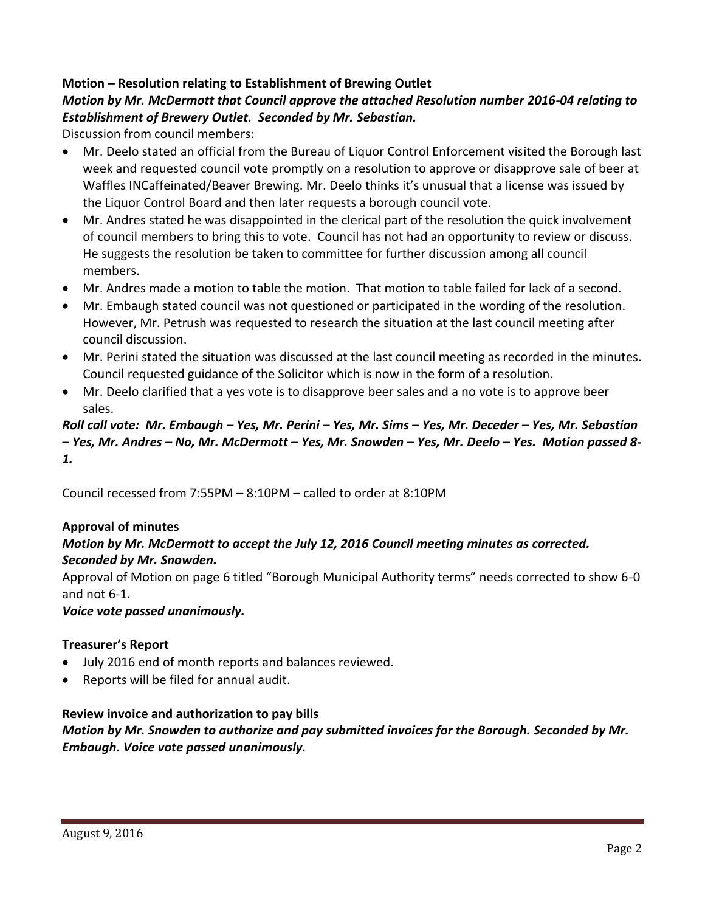**Motion – Resolution relating to Establishment of Brewing Outlet**

***Motion by Mr. McDermott that Council approve the attached Resolution number 2016-04 relating to Establishment of Brewery Outlet. Seconded by Mr. Sebastian.***

Discussion from council members:

- Mr. Deelo stated an official from the Bureau of Liquor Control Enforcement visited the Borough last week and requested council vote promptly on a resolution to approve or disapprove sale of beer at Waffles INCaffeinated/Beaver Brewing. Mr. Deelo thinks it's unusual that a license was issued by the Liquor Control Board and then later requests a borough council vote.
- Mr. Andres stated he was disappointed in the clerical part of the resolution the quick involvement of council members to bring this to vote. Council has not had an opportunity to review or discuss. He suggests the resolution be taken to committee for further discussion among all council members.
- Mr. Andres made a motion to table the motion. That motion to table failed for lack of a second.
- Mr. Embaugh stated council was not questioned or participated in the wording of the resolution. However, Mr. Petrush was requested to research the situation at the last council meeting after council discussion.
- Mr. Perini stated the situation was discussed at the last council meeting as recorded in the minutes. Council requested guidance of the Solicitor which is now in the form of a resolution.
- Mr. Deelo clarified that a yes vote is to disapprove beer sales and a no vote is to approve beer sales.

***Roll call vote: Mr. Embaugh – Yes, Mr. Perini – Yes, Mr. Sims – Yes, Mr. Deceder – Yes, Mr. Sebastian – Yes, Mr. Andres – No, Mr. McDermott – Yes, Mr. Snowden – Yes, Mr. Deelo – Yes. Motion passed 8-1.***

Council recessed from 7:55PM – 8:10PM – called to order at 8:10PM

**Approval of minutes**

***Motion by Mr. McDermott to accept the July 12, 2016 Council meeting minutes as corrected. Seconded by Mr. Snowden.***

Approval of Motion on page 6 titled "Borough Municipal Authority terms" needs corrected to show 6-0 and not 6-1.

***Voice vote passed unanimously.***

**Treasurer's Report**

- July 2016 end of month reports and balances reviewed.
- Reports will be filed for annual audit.

**Review invoice and authorization to pay bills**

***Motion by Mr. Snowden to authorize and pay submitted invoices for the Borough. Seconded by Mr. Embaugh. Voice vote passed unanimously.***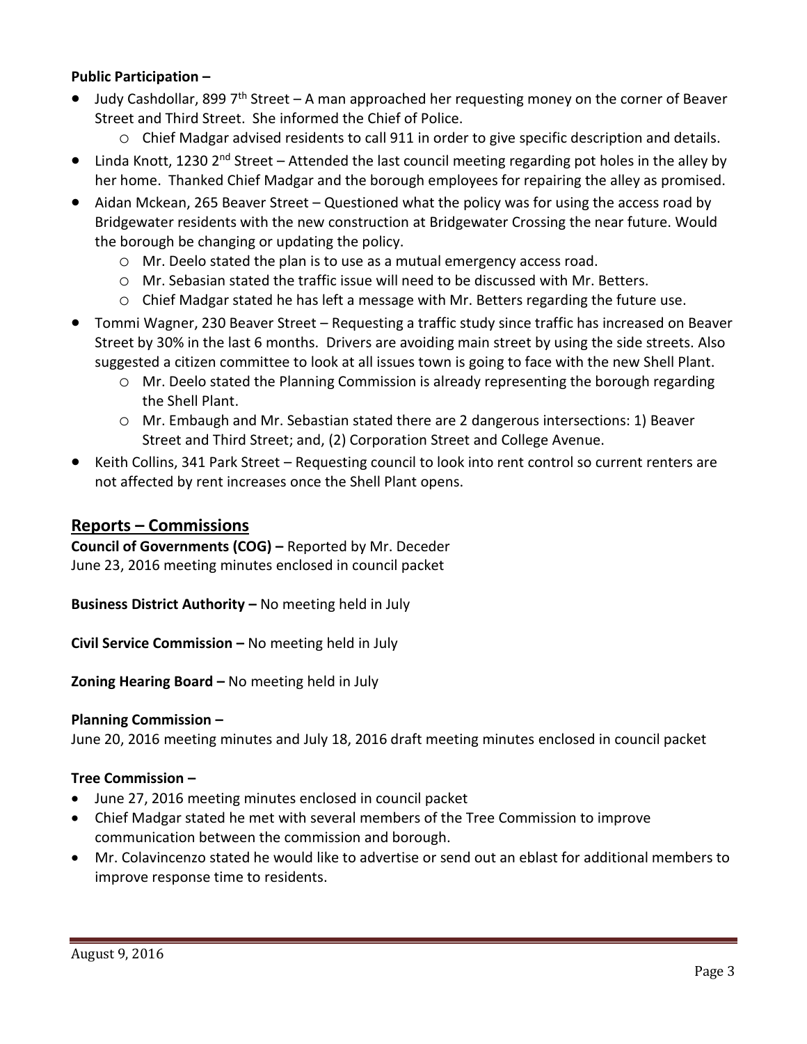**Public Participation –**

- Judy Cashdollar, 899 7th Street – A man approached her requesting money on the corner of Beaver Street and Third Street. She informed the Chief of Police.
  - Chief Madgar advised residents to call 911 in order to give specific description and details.
- Linda Knott, 1230 2nd Street – Attended the last council meeting regarding pot holes in the alley by her home. Thanked Chief Madgar and the borough employees for repairing the alley as promised.
- Aidan Mckean, 265 Beaver Street – Questioned what the policy was for using the access road by Bridgewater residents with the new construction at Bridgewater Crossing the near future. Would the borough be changing or updating the policy.
  - Mr. Deelo stated the plan is to use as a mutual emergency access road.
  - Mr. Sebasian stated the traffic issue will need to be discussed with Mr. Betters.
  - Chief Madgar stated he has left a message with Mr. Betters regarding the future use.
- Tommi Wagner, 230 Beaver Street – Requesting a traffic study since traffic has increased on Beaver Street by 30% in the last 6 months. Drivers are avoiding main street by using the side streets. Also suggested a citizen committee to look at all issues town is going to face with the new Shell Plant.
  - Mr. Deelo stated the Planning Commission is already representing the borough regarding the Shell Plant.
  - Mr. Embaugh and Mr. Sebastian stated there are 2 dangerous intersections: 1) Beaver Street and Third Street; and, (2) Corporation Street and College Avenue.
- Keith Collins, 341 Park Street – Requesting council to look into rent control so current renters are not affected by rent increases once the Shell Plant opens.

## Reports – Commissions

**Council of Governments (COG) –** Reported by Mr. Deceder
June 23, 2016 meeting minutes enclosed in council packet

**Business District Authority –** No meeting held in July

**Civil Service Commission –** No meeting held in July

**Zoning Hearing Board –** No meeting held in July

**Planning Commission –**
June 20, 2016 meeting minutes and July 18, 2016 draft meeting minutes enclosed in council packet

**Tree Commission –**

- June 27, 2016 meeting minutes enclosed in council packet
- Chief Madgar stated he met with several members of the Tree Commission to improve communication between the commission and borough.
- Mr. Colavincenzo stated he would like to advertise or send out an eblast for additional members to improve response time to residents.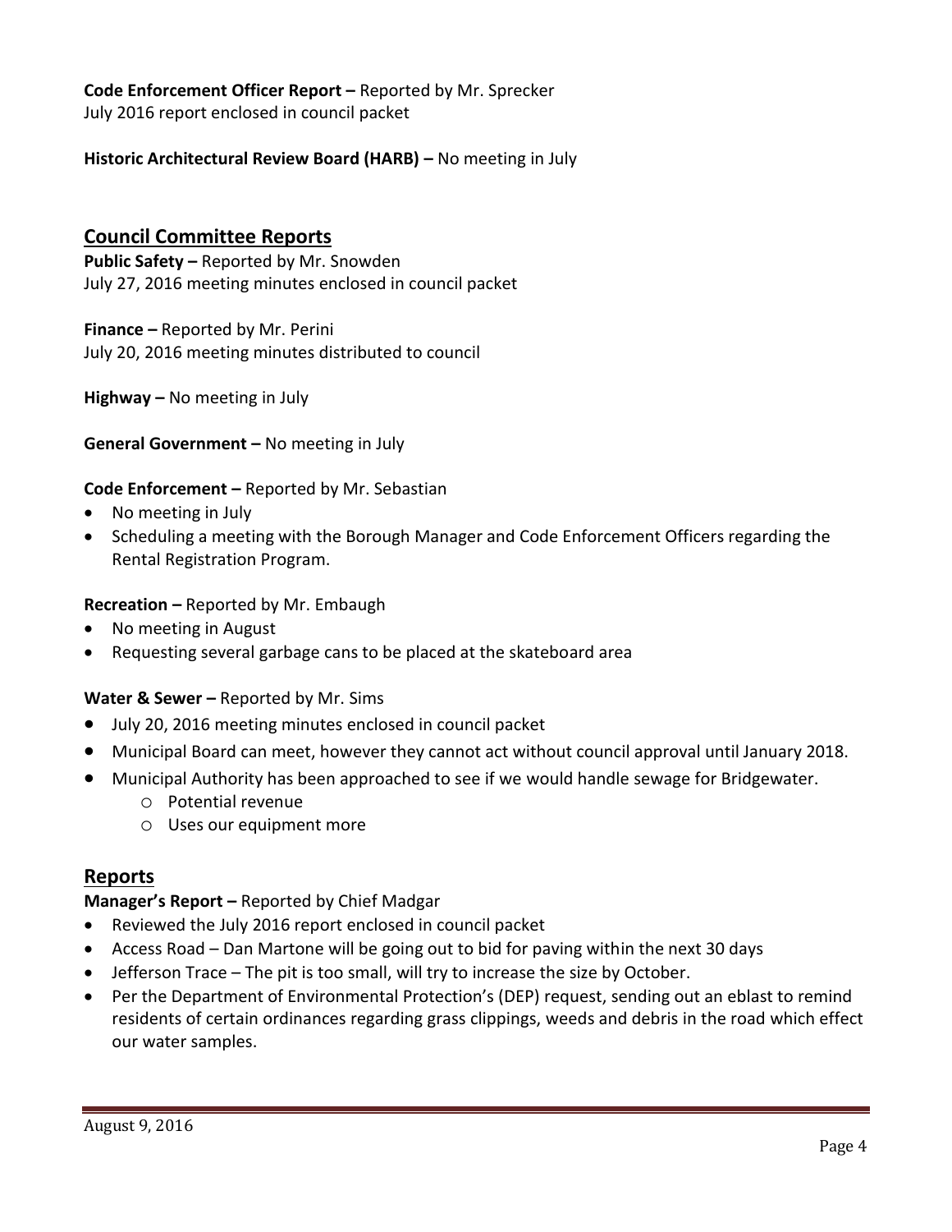**Code Enforcement Officer Report –** Reported by Mr. Sprecker
July 2016 report enclosed in council packet

**Historic Architectural Review Board (HARB) –** No meeting in July

## Council Committee Reports

**Public Safety –** Reported by Mr. Snowden
July 27, 2016 meeting minutes enclosed in council packet

**Finance –** Reported by Mr. Perini
July 20, 2016 meeting minutes distributed to council

**Highway –** No meeting in July

**General Government –** No meeting in July

**Code Enforcement –** Reported by Mr. Sebastian

- No meeting in July
- Scheduling a meeting with the Borough Manager and Code Enforcement Officers regarding the Rental Registration Program.

**Recreation –** Reported by Mr. Embaugh

- No meeting in August
- Requesting several garbage cans to be placed at the skateboard area

**Water & Sewer –** Reported by Mr. Sims

- July 20, 2016 meeting minutes enclosed in council packet
- Municipal Board can meet, however they cannot act without council approval until January 2018.
- Municipal Authority has been approached to see if we would handle sewage for Bridgewater.
  - Potential revenue
  - Uses our equipment more

## Reports

**Manager's Report –** Reported by Chief Madgar

- Reviewed the July 2016 report enclosed in council packet
- Access Road – Dan Martone will be going out to bid for paving within the next 30 days
- Jefferson Trace – The pit is too small, will try to increase the size by October.
- Per the Department of Environmental Protection's (DEP) request, sending out an eblast to remind residents of certain ordinances regarding grass clippings, weeds and debris in the road which effect our water samples.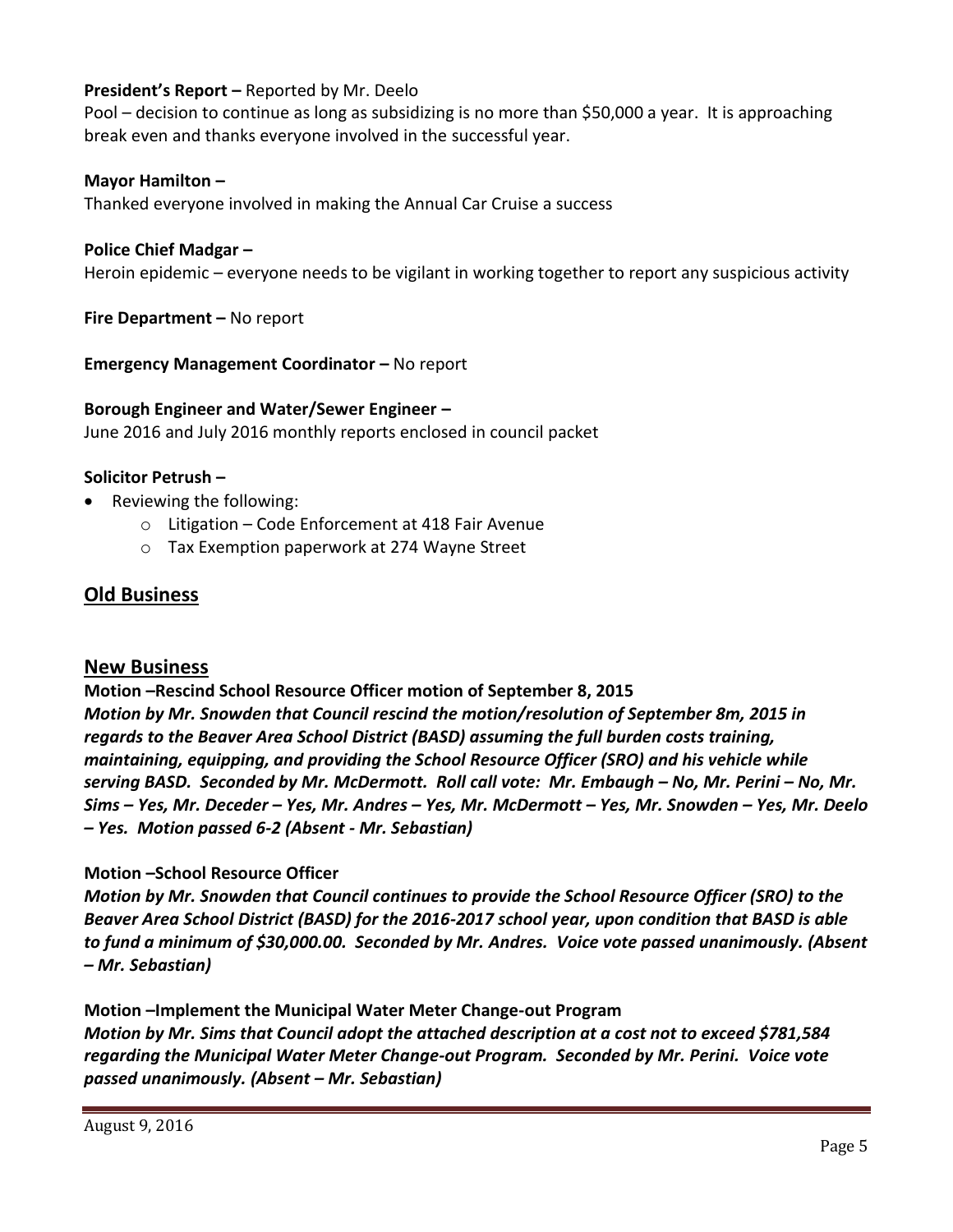**President's Report –** Reported by Mr. Deelo

Pool – decision to continue as long as subsidizing is no more than $50,000 a year. It is approaching break even and thanks everyone involved in the successful year.

**Mayor Hamilton –**

Thanked everyone involved in making the Annual Car Cruise a success

**Police Chief Madgar –**

Heroin epidemic – everyone needs to be vigilant in working together to report any suspicious activity

**Fire Department –** No report

**Emergency Management Coordinator –** No report

**Borough Engineer and Water/Sewer Engineer –**

June 2016 and July 2016 monthly reports enclosed in council packet

**Solicitor Petrush –**

- Reviewing the following:
    - Litigation – Code Enforcement at 418 Fair Avenue
    - Tax Exemption paperwork at 274 Wayne Street

## Old Business

## New Business

**Motion –Rescind School Resource Officer motion of September 8, 2015**

***Motion by Mr. Snowden that Council rescind the motion/resolution of September 8m, 2015 in regards to the Beaver Area School District (BASD) assuming the full burden costs training, maintaining, equipping, and providing the School Resource Officer (SRO) and his vehicle while serving BASD. Seconded by Mr. McDermott. Roll call vote: Mr. Embaugh – No, Mr. Perini – No, Mr. Sims – Yes, Mr. Deceder – Yes, Mr. Andres – Yes, Mr. McDermott – Yes, Mr. Snowden – Yes, Mr. Deelo – Yes. Motion passed 6-2 (Absent - Mr. Sebastian)***

**Motion –School Resource Officer**

***Motion by Mr. Snowden that Council continues to provide the School Resource Officer (SRO) to the Beaver Area School District (BASD) for the 2016-2017 school year, upon condition that BASD is able to fund a minimum of $30,000.00. Seconded by Mr. Andres. Voice vote passed unanimously. (Absent – Mr. Sebastian)***

**Motion –Implement the Municipal Water Meter Change-out Program**

***Motion by Mr. Sims that Council adopt the attached description at a cost not to exceed $781,584 regarding the Municipal Water Meter Change-out Program. Seconded by Mr. Perini. Voice vote passed unanimously. (Absent – Mr. Sebastian)***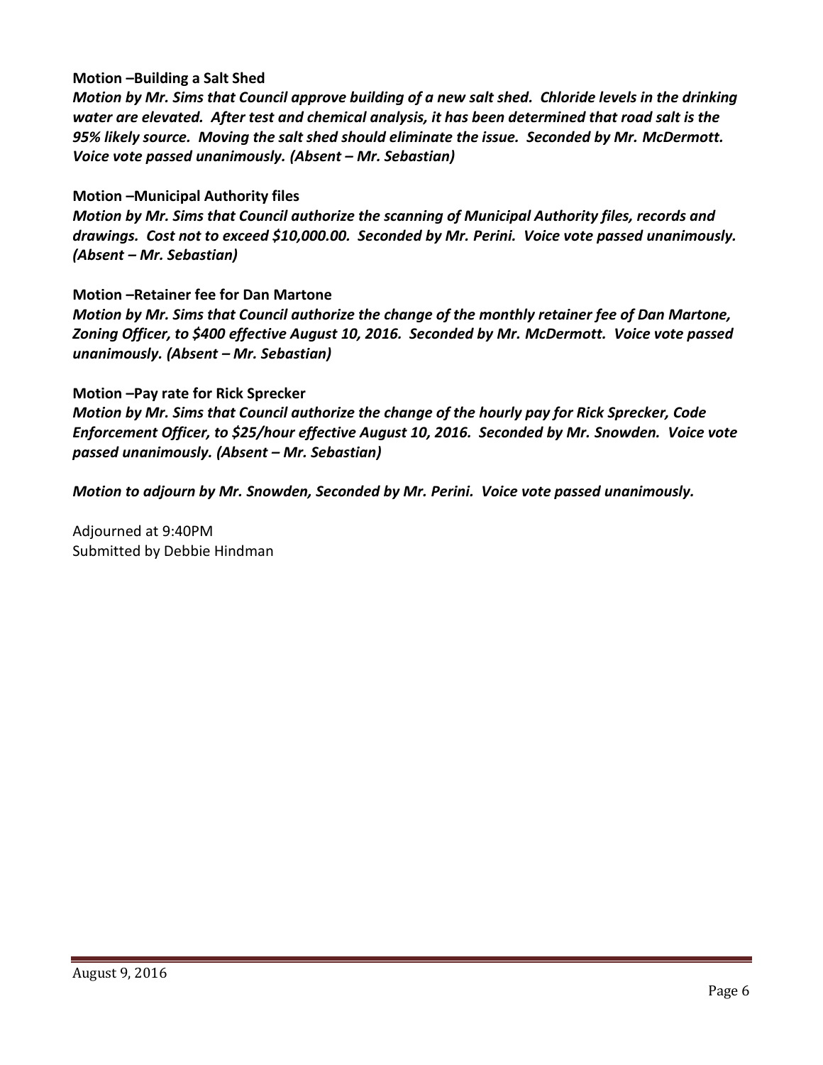**Motion –Building a Salt Shed**

***Motion by Mr. Sims that Council approve building of a new salt shed. Chloride levels in the drinking water are elevated. After test and chemical analysis, it has been determined that road salt is the 95% likely source. Moving the salt shed should eliminate the issue. Seconded by Mr. McDermott. Voice vote passed unanimously. (Absent – Mr. Sebastian)***

**Motion –Municipal Authority files**

***Motion by Mr. Sims that Council authorize the scanning of Municipal Authority files, records and drawings. Cost not to exceed $10,000.00. Seconded by Mr. Perini. Voice vote passed unanimously. (Absent – Mr. Sebastian)***

**Motion –Retainer fee for Dan Martone**

***Motion by Mr. Sims that Council authorize the change of the monthly retainer fee of Dan Martone, Zoning Officer, to $400 effective August 10, 2016. Seconded by Mr. McDermott. Voice vote passed unanimously. (Absent – Mr. Sebastian)***

**Motion –Pay rate for Rick Sprecker**

***Motion by Mr. Sims that Council authorize the change of the hourly pay for Rick Sprecker, Code Enforcement Officer, to $25/hour effective August 10, 2016. Seconded by Mr. Snowden. Voice vote passed unanimously. (Absent – Mr. Sebastian)***

***Motion to adjourn by Mr. Snowden, Seconded by Mr. Perini. Voice vote passed unanimously.***

Adjourned at 9:40PM
Submitted by Debbie Hindman